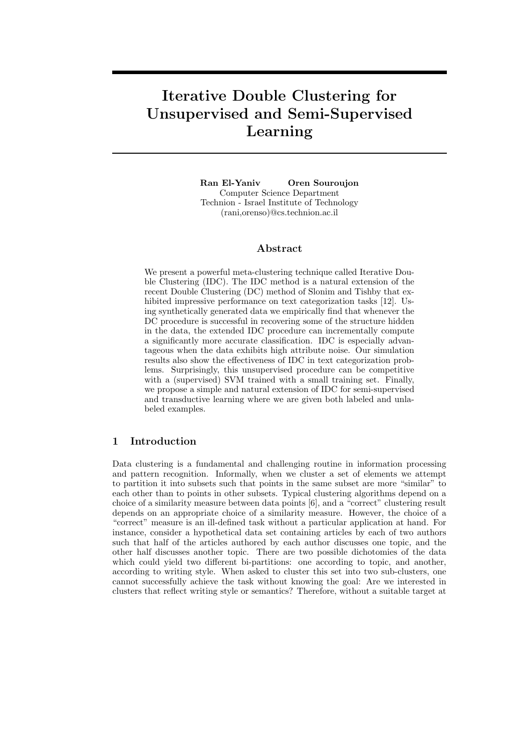# Iterative Double Clustering for Unsupervised and Semi-Supervised Learning

**Ran El-Yaniv**  **Oren Souroujon**
Computer Science Department
Technion - Israel Institute of Technology
(rani,orenso)@cs.technion.ac.il

## Abstract

We present a powerful meta-clustering technique called Iterative Double Clustering (IDC). The IDC method is a natural extension of the recent Double Clustering (DC) method of Slonim and Tishby that exhibited impressive performance on text categorization tasks [12]. Using synthetically generated data we empirically find that whenever the DC procedure is successful in recovering some of the structure hidden in the data, the extended IDC procedure can incrementally compute a significantly more accurate classification. IDC is especially advantageous when the data exhibits high attribute noise. Our simulation results also show the effectiveness of IDC in text categorization problems. Surprisingly, this unsupervised procedure can be competitive with a (supervised) SVM trained with a small training set. Finally, we propose a simple and natural extension of IDC for semi-supervised and transductive learning where we are given both labeled and unlabeled examples.

## 1 Introduction

Data clustering is a fundamental and challenging routine in information processing and pattern recognition. Informally, when we cluster a set of elements we attempt to partition it into subsets such that points in the same subset are more "similar" to each other than to points in other subsets. Typical clustering algorithms depend on a choice of a similarity measure between data points [6], and a "correct" clustering result depends on an appropriate choice of a similarity measure. However, the choice of a "correct" measure is an ill-defined task without a particular application at hand. For instance, consider a hypothetical data set containing articles by each of two authors such that half of the articles authored by each author discusses one topic, and the other half discusses another topic. There are two possible dichotomies of the data which could yield two different bi-partitions: one according to topic, and another, according to writing style. When asked to cluster this set into two sub-clusters, one cannot successfully achieve the task without knowing the goal: Are we interested in clusters that reflect writing style or semantics? Therefore, without a suitable target at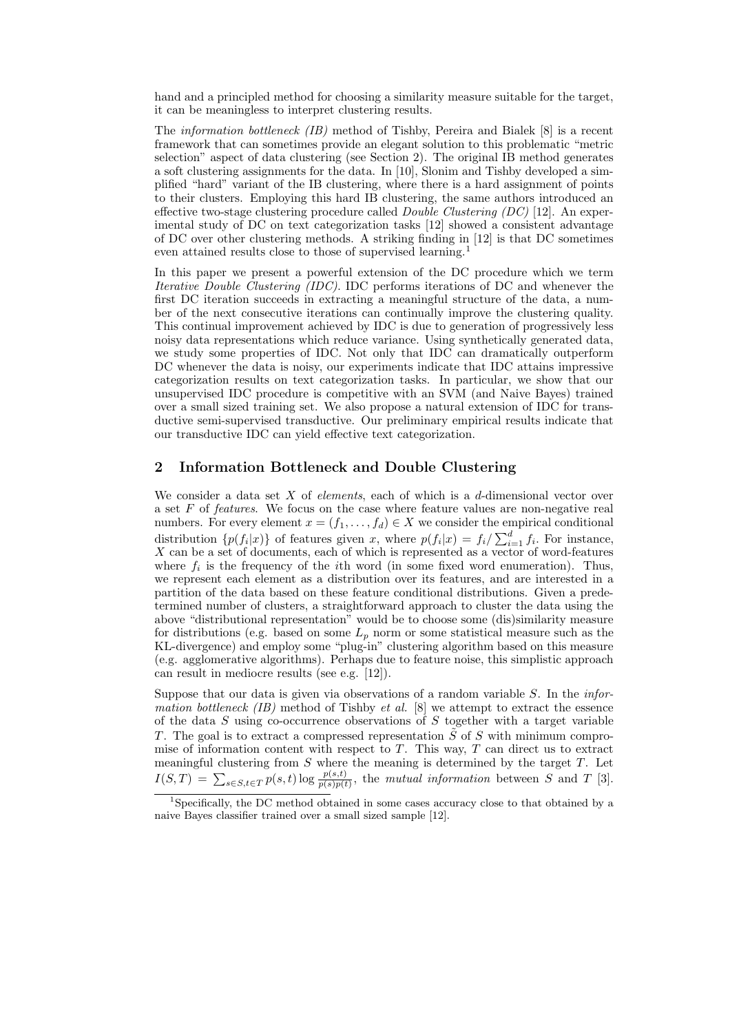hand and a principled method for choosing a similarity measure suitable for the target, it can be meaningless to interpret clustering results.

The *information bottleneck (IB)* method of Tishby, Pereira and Bialek [8] is a recent framework that can sometimes provide an elegant solution to this problematic "metric selection" aspect of data clustering (see Section 2). The original IB method generates a soft clustering assignments for the data. In [10], Slonim and Tishby developed a simplified "hard" variant of the IB clustering, where there is a hard assignment of points to their clusters. Employing this hard IB clustering, the same authors introduced an effective two-stage clustering procedure called *Double Clustering (DC)* [12]. An experimental study of DC on text categorization tasks [12] showed a consistent advantage of DC over other clustering methods. A striking finding in [12] is that DC sometimes even attained results close to those of supervised learning.[1]

In this paper we present a powerful extension of the DC procedure which we term *Iterative Double Clustering (IDC)*. IDC performs iterations of DC and whenever the first DC iteration succeeds in extracting a meaningful structure of the data, a number of the next consecutive iterations can continually improve the clustering quality. This continual improvement achieved by IDC is due to generation of progressively less noisy data representations which reduce variance. Using synthetically generated data, we study some properties of IDC. Not only that IDC can dramatically outperform DC whenever the data is noisy, our experiments indicate that IDC attains impressive categorization results on text categorization tasks. In particular, we show that our unsupervised IDC procedure is competitive with an SVM (and Naive Bayes) trained over a small sized training set. We also propose a natural extension of IDC for transductive semi-supervised transductive. Our preliminary empirical results indicate that our transductive IDC can yield effective text categorization.

## 2 Information Bottleneck and Double Clustering

We consider a data set $X$ of *elements*, each of which is a $d$-dimensional vector over a set $F$ of *features*. We focus on the case where feature values are non-negative real numbers. For every element $x = (f_1, \ldots, f_d) \in X$ we consider the empirical conditional distribution $\{p(f_i|x)\}$ of features given $x$, where $p(f_i|x) = f_i / \sum_{i=1}^{d} f_i$. For instance, $X$ can be a set of documents, each of which is represented as a vector of word-features where $f_i$ is the frequency of the $i$th word (in some fixed word enumeration). Thus, we represent each element as a distribution over its features, and are interested in a partition of the data based on these feature conditional distributions. Given a predetermined number of clusters, a straightforward approach to cluster the data using the above "distributional representation" would be to choose some (dis)similarity measure for distributions (e.g. based on some $L_p$ norm or some statistical measure such as the KL-divergence) and employ some "plug-in" clustering algorithm based on this measure (e.g. agglomerative algorithms). Perhaps due to feature noise, this simplistic approach can result in mediocre results (see e.g. [12]).

Suppose that our data is given via observations of a random variable $S$. In the *information bottleneck (IB)* method of Tishby *et al.* [8] we attempt to extract the essence of the data $S$ using co-occurrence observations of $S$ together with a target variable $T$. The goal is to extract a compressed representation $\tilde{S}$ of $S$ with minimum compromise of information content with respect to $T$. This way, $T$ can direct us to extract meaningful clustering from $S$ where the meaning is determined by the target $T$. Let $I(S,T) = \sum_{s \in S, t \in T} p(s,t) \log \frac{p(s,t)}{p(s)p(t)}$, the *mutual information* between $S$ and $T$ [3].

[1] Specifically, the DC method obtained in some cases accuracy close to that obtained by a naive Bayes classifier trained over a small sized sample [12].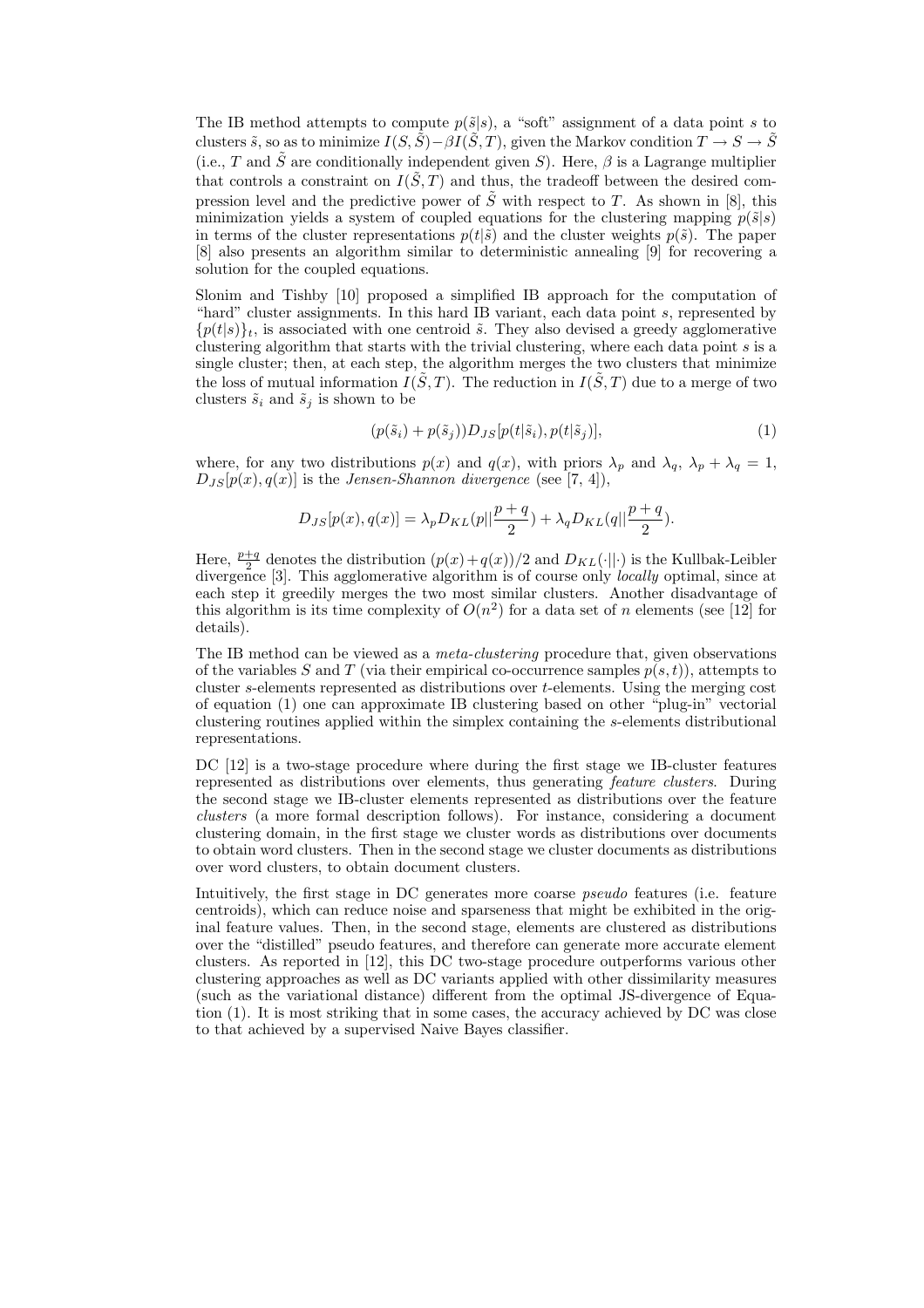The IB method attempts to compute $p(\tilde{s}|s)$, a "soft" assignment of a data point $s$ to clusters $\tilde{s}$, so as to minimize $I(S, \tilde{S}) - \beta I(\tilde{S}, T)$, given the Markov condition $T \rightarrow S \rightarrow \tilde{S}$ (i.e., $T$ and $\tilde{S}$ are conditionally independent given $S$). Here, $\beta$ is a Lagrange multiplier that controls a constraint on $I(\tilde{S}, T)$ and thus, the tradeoff between the desired compression level and the predictive power of $\tilde{S}$ with respect to $T$. As shown in [8], this minimization yields a system of coupled equations for the clustering mapping $p(\tilde{s}|s)$ in terms of the cluster representations $p(t|\tilde{s})$ and the cluster weights $p(\tilde{s})$. The paper [8] also presents an algorithm similar to deterministic annealing [9] for recovering a solution for the coupled equations.

Slonim and Tishby [10] proposed a simplified IB approach for the computation of "hard" cluster assignments. In this hard IB variant, each data point $s$, represented by $\{p(t|s)\}_t$, is associated with one centroid $\tilde{s}$. They also devised a greedy agglomerative clustering algorithm that starts with the trivial clustering, where each data point $s$ is a single cluster; then, at each step, the algorithm merges the two clusters that minimize the loss of mutual information $I(\tilde{S}, T)$. The reduction in $I(\tilde{S}, T)$ due to a merge of two clusters $\tilde{s}_i$ and $\tilde{s}_j$ is shown to be

$$(p(\tilde{s}_i) + p(\tilde{s}_j)) D_{JS}[p(t|\tilde{s}_i), p(t|\tilde{s}_j)], \tag{1}$$

where, for any two distributions $p(x)$ and $q(x)$, with priors $\lambda_p$ and $\lambda_q$, $\lambda_p + \lambda_q = 1$, $D_{JS}[p(x), q(x)]$ is the *Jensen-Shannon divergence* (see [7, 4]),

$$D_{JS}[p(x), q(x)] = \lambda_p D_{KL}(p||\frac{p+q}{2}) + \lambda_q D_{KL}(q||\frac{p+q}{2}).$$

Here, $\frac{p+q}{2}$ denotes the distribution $(p(x)+q(x))/2$ and $D_{KL}(\cdot||\cdot)$ is the Kullbak-Leibler divergence [3]. This agglomerative algorithm is of course only *locally* optimal, since at each step it greedily merges the two most similar clusters. Another disadvantage of this algorithm is its time complexity of $O(n^2)$ for a data set of $n$ elements (see [12] for details).

The IB method can be viewed as a *meta-clustering* procedure that, given observations of the variables $S$ and $T$ (via their empirical co-occurrence samples $p(s, t)$), attempts to cluster $s$-elements represented as distributions over $t$-elements. Using the merging cost of equation (1) one can approximate IB clustering based on other "plug-in" vectorial clustering routines applied within the simplex containing the $s$-elements distributional representations.

DC [12] is a two-stage procedure where during the first stage we IB-cluster features represented as distributions over elements, thus generating *feature clusters*. During the second stage we IB-cluster elements represented as distributions over the feature *clusters* (a more formal description follows). For instance, considering a document clustering domain, in the first stage we cluster words as distributions over documents to obtain word clusters. Then in the second stage we cluster documents as distributions over word clusters, to obtain document clusters.

Intuitively, the first stage in DC generates more coarse *pseudo* features (i.e. feature centroids), which can reduce noise and sparseness that might be exhibited in the original feature values. Then, in the second stage, elements are clustered as distributions over the "distilled" pseudo features, and therefore can generate more accurate element clusters. As reported in [12], this DC two-stage procedure outperforms various other clustering approaches as well as DC variants applied with other dissimilarity measures (such as the variational distance) different from the optimal JS-divergence of Equation (1). It is most striking that in some cases, the accuracy achieved by DC was close to that achieved by a supervised Naive Bayes classifier.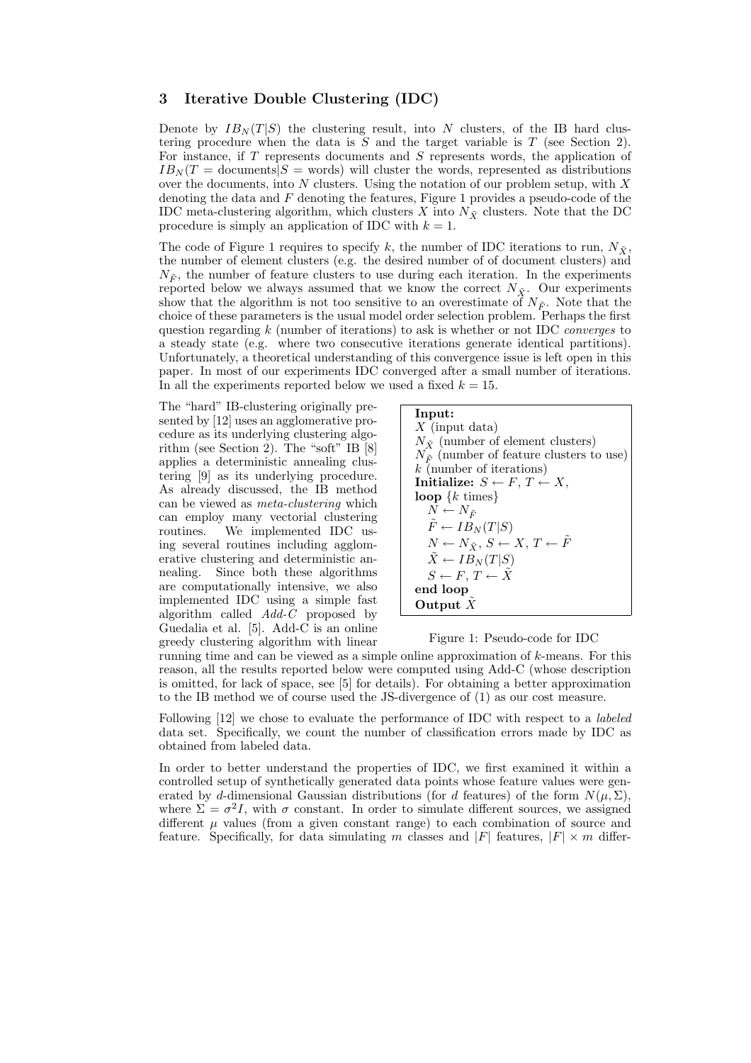## 3 Iterative Double Clustering (IDC)

Denote by $IB_N(T|S)$ the clustering result, into $N$ clusters, of the IB hard clustering procedure when the data is $S$ and the target variable is $T$ (see Section 2). For instance, if $T$ represents documents and $S$ represents words, the application of $IB_N(T = \text{documents}|S = \text{words})$ will cluster the words, represented as distributions over the documents, into $N$ clusters. Using the notation of our problem setup, with $X$ denoting the data and $F$ denoting the features, Figure 1 provides a pseudo-code of the IDC meta-clustering algorithm, which clusters $X$ into $N_{\tilde{X}}$ clusters. Note that the DC procedure is simply an application of IDC with $k = 1$.

The code of Figure 1 requires to specify $k$, the number of IDC iterations to run, $N_{\tilde{X}}$, the number of element clusters (e.g. the desired number of of document clusters) and $N_{\tilde{F}}$, the number of feature clusters to use during each iteration. In the experiments reported below we always assumed that we know the correct $N_{\tilde{X}}$. Our experiments show that the algorithm is not too sensitive to an overestimate of $N_{\tilde{F}}$. Note that the choice of these parameters is the usual model order selection problem. Perhaps the first question regarding $k$ (number of iterations) to ask is whether or not IDC *converges* to a steady state (e.g. where two consecutive iterations generate identical partitions). Unfortunately, a theoretical understanding of this convergence issue is left open in this paper. In most of our experiments IDC converged after a small number of iterations. In all the experiments reported below we used a fixed $k = 15$.

The "hard" IB-clustering originally presented by [12] uses an agglomerative procedure as its underlying clustering algorithm (see Section 2). The "soft" IB [8] applies a deterministic annealing clustering [9] as its underlying procedure. As already discussed, the IB method can be viewed as *meta-clustering* which can employ many vectorial clustering routines. We implemented IDC using several routines including agglomerative clustering and deterministic annealing. Since both these algorithms are computationally intensive, we also implemented IDC using a simple fast algorithm called *Add-C* proposed by Guedalia et al. [5]. Add-C is an online greedy clustering algorithm with linear running time and can be viewed as a simple online approximation of $k$-means. For this reason, all the results reported below were computed using Add-C (whose description is omitted, for lack of space, see [5] for details). For obtaining a better approximation to the IB method we of course used the JS-divergence of (1) as our cost measure.

**Input:**
$X$ (input data)
$N_{\tilde{X}}$ (number of element clusters)
$N_{\tilde{F}}$ (number of feature clusters to use)
$k$ (number of iterations)
**Initialize:** $S \leftarrow F$, $T \leftarrow X$,
**loop** $\{k$ times$\}$
  $N \leftarrow N_{\tilde{F}}$
  $\tilde{F} \leftarrow IB_N(T|S)$
  $N \leftarrow N_{\tilde{X}}$, $S \leftarrow X$, $T \leftarrow \tilde{F}$
  $\tilde{X} \leftarrow IB_N(T|S)$
  $S \leftarrow F$, $T \leftarrow \tilde{X}$
**end loop**
**Output** $\tilde{X}$

Figure 1: Pseudo-code for IDC

Following [12] we chose to evaluate the performance of IDC with respect to a *labeled* data set. Specifically, we count the number of classification errors made by IDC as obtained from labeled data.

In order to better understand the properties of IDC, we first examined it within a controlled setup of synthetically generated data points whose feature values were generated by $d$-dimensional Gaussian distributions (for $d$ features) of the form $N(\mu, \Sigma)$, where $\Sigma = \sigma^2 I$, with $\sigma$ constant. In order to simulate different sources, we assigned different $\mu$ values (from a given constant range) to each combination of source and feature. Specifically, for data simulating $m$ classes and $|F|$ features, $|F| \times m$ differ-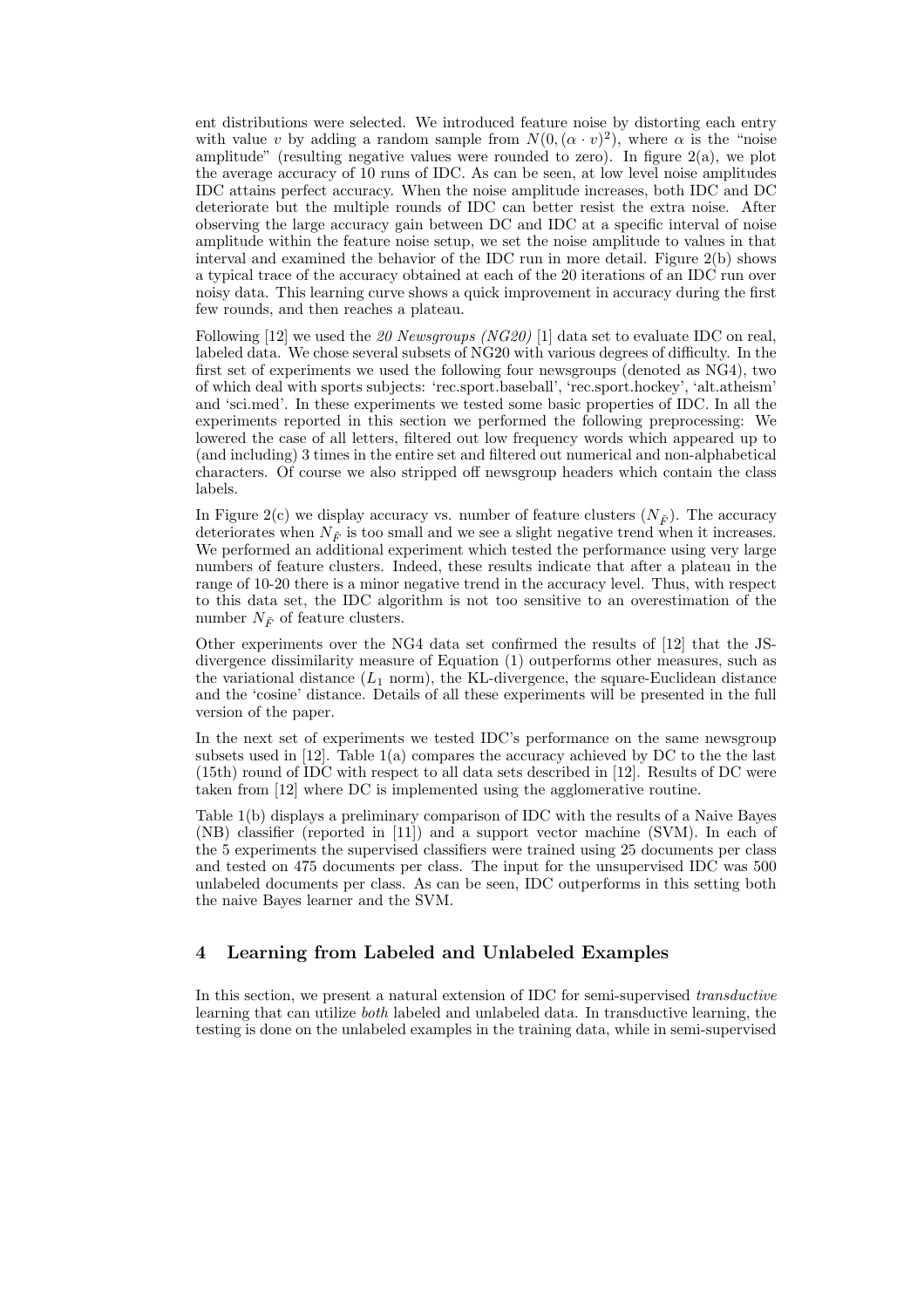ent distributions were selected. We introduced feature noise by distorting each entry with value $v$ by adding a random sample from $N(0, (\alpha \cdot v)^2)$, where $\alpha$ is the "noise amplitude" (resulting negative values were rounded to zero). In figure 2(a), we plot the average accuracy of 10 runs of IDC. As can be seen, at low level noise amplitudes IDC attains perfect accuracy. When the noise amplitude increases, both IDC and DC deteriorate but the multiple rounds of IDC can better resist the extra noise. After observing the large accuracy gain between DC and IDC at a specific interval of noise amplitude within the feature noise setup, we set the noise amplitude to values in that interval and examined the behavior of the IDC run in more detail. Figure 2(b) shows a typical trace of the accuracy obtained at each of the 20 iterations of an IDC run over noisy data. This learning curve shows a quick improvement in accuracy during the first few rounds, and then reaches a plateau.

Following [12] we used the *20 Newsgroups (NG20)* [1] data set to evaluate IDC on real, labeled data. We chose several subsets of NG20 with various degrees of difficulty. In the first set of experiments we used the following four newsgroups (denoted as NG4), two of which deal with sports subjects: 'rec.sport.baseball', 'rec.sport.hockey', 'alt.atheism' and 'sci.med'. In these experiments we tested some basic properties of IDC. In all the experiments reported in this section we performed the following preprocessing: We lowered the case of all letters, filtered out low frequency words which appeared up to (and including) 3 times in the entire set and filtered out numerical and non-alphabetical characters. Of course we also stripped off newsgroup headers which contain the class labels.

In Figure 2(c) we display accuracy vs. number of feature clusters ($N_{\tilde{F}}$). The accuracy deteriorates when $N_{\tilde{F}}$ is too small and we see a slight negative trend when it increases. We performed an additional experiment which tested the performance using very large numbers of feature clusters. Indeed, these results indicate that after a plateau in the range of 10-20 there is a minor negative trend in the accuracy level. Thus, with respect to this data set, the IDC algorithm is not too sensitive to an overestimation of the number $N_{\tilde{F}}$ of feature clusters.

Other experiments over the NG4 data set confirmed the results of [12] that the JS-divergence dissimilarity measure of Equation (1) outperforms other measures, such as the variational distance ($L_1$ norm), the KL-divergence, the square-Euclidean distance and the 'cosine' distance. Details of all these experiments will be presented in the full version of the paper.

In the next set of experiments we tested IDC's performance on the same newsgroup subsets used in [12]. Table 1(a) compares the accuracy achieved by DC to the the last (15th) round of IDC with respect to all data sets described in [12]. Results of DC were taken from [12] where DC is implemented using the agglomerative routine.

Table 1(b) displays a preliminary comparison of IDC with the results of a Naive Bayes (NB) classifier (reported in [11]) and a support vector machine (SVM). In each of the 5 experiments the supervised classifiers were trained using 25 documents per class and tested on 475 documents per class. The input for the unsupervised IDC was 500 unlabeled documents per class. As can be seen, IDC outperforms in this setting both the naive Bayes learner and the SVM.

## 4 Learning from Labeled and Unlabeled Examples

In this section, we present a natural extension of IDC for semi-supervised *transductive* learning that can utilize *both* labeled and unlabeled data. In transductive learning, the testing is done on the unlabeled examples in the training data, while in semi-supervised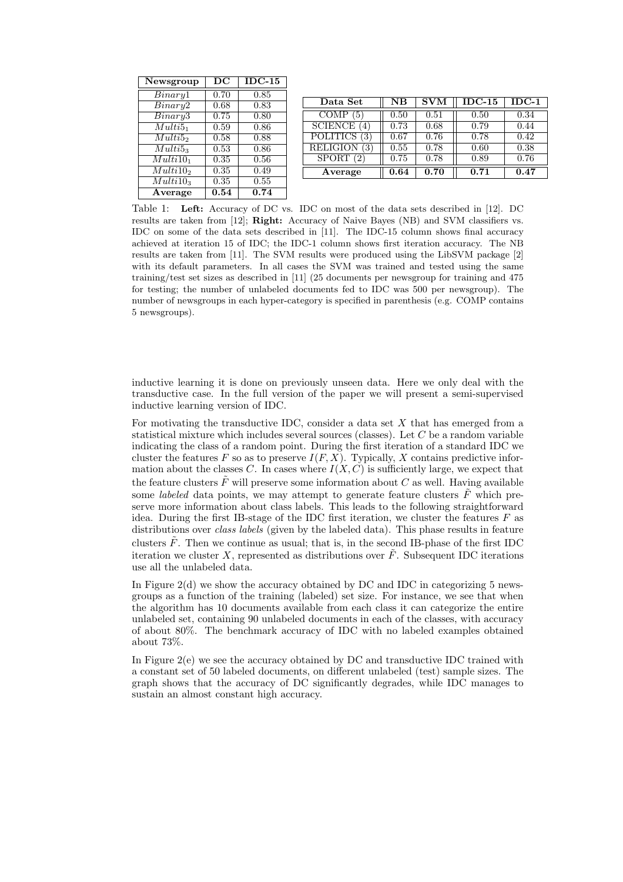| Newsgroup | DC | IDC-15 |
|---|---|---|
| $Binary1$ | 0.70 | 0.85 |
| $Binary2$ | 0.68 | 0.83 |
| $Binary3$ | 0.75 | 0.80 |
| $Multi5_1$ | 0.59 | 0.86 |
| $Multi5_2$ | 0.58 | 0.88 |
| $Multi5_3$ | 0.53 | 0.86 |
| $Multi10_1$ | 0.35 | 0.56 |
| $Multi10_2$ | 0.35 | 0.49 |
| $Multi10_3$ | 0.35 | 0.55 |
| **Average** | **0.54** | **0.74** |

| Data Set | NB | SVM | IDC-15 | IDC-1 |
|---|---|---|---|---|
| COMP (5) | 0.50 | 0.51 | 0.50 | 0.34 |
| SCIENCE (4) | 0.73 | 0.68 | 0.79 | 0.44 |
| POLITICS (3) | 0.67 | 0.76 | 0.78 | 0.42 |
| RELIGION (3) | 0.55 | 0.78 | 0.60 | 0.38 |
| SPORT (2) | 0.75 | 0.78 | 0.89 | 0.76 |
| **Average** | **0.64** | **0.70** | **0.71** | **0.47** |

Table 1: **Left:** Accuracy of DC vs. IDC on most of the data sets described in [12]. DC results are taken from [12]; **Right:** Accuracy of Naive Bayes (NB) and SVM classifiers vs. IDC on some of the data sets described in [11]. The IDC-15 column shows final accuracy achieved at iteration 15 of IDC; the IDC-1 column shows first iteration accuracy. The NB results are taken from [11]. The SVM results were produced using the LibSVM package [2] with its default parameters. In all cases the SVM was trained and tested using the same training/test set sizes as described in [11] (25 documents per newsgroup for training and 475 for testing; the number of unlabeled documents fed to IDC was 500 per newsgroup). The number of newsgroups in each hyper-category is specified in parenthesis (e.g. COMP contains 5 newsgroups).

inductive learning it is done on previously unseen data. Here we only deal with the transductive case. In the full version of the paper we will present a semi-supervised inductive learning version of IDC.

For motivating the transductive IDC, consider a data set $X$ that has emerged from a statistical mixture which includes several sources (classes). Let $C$ be a random variable indicating the class of a random point. During the first iteration of a standard IDC we cluster the features $F$ so as to preserve $I(F, X)$. Typically, $X$ contains predictive information about the classes $C$. In cases where $I(X, C)$ is sufficiently large, we expect that the feature clusters $\tilde{F}$ will preserve some information about $C$ as well. Having available some *labeled* data points, we may attempt to generate feature clusters $\tilde{F}$ which preserve more information about class labels. This leads to the following straightforward idea. During the first IB-stage of the IDC first iteration, we cluster the features $F$ as distributions over *class labels* (given by the labeled data). This phase results in feature clusters $\tilde{F}$. Then we continue as usual; that is, in the second IB-phase of the first IDC iteration we cluster $X$, represented as distributions over $\tilde{F}$. Subsequent IDC iterations use all the unlabeled data.

In Figure 2(d) we show the accuracy obtained by DC and IDC in categorizing 5 newsgroups as a function of the training (labeled) set size. For instance, we see that when the algorithm has 10 documents available from each class it can categorize the entire unlabeled set, containing 90 unlabeled documents in each of the classes, with accuracy of about 80%. The benchmark accuracy of IDC with no labeled examples obtained about 73%.

In Figure 2(e) we see the accuracy obtained by DC and transductive IDC trained with a constant set of 50 labeled documents, on different unlabeled (test) sample sizes. The graph shows that the accuracy of DC significantly degrades, while IDC manages to sustain an almost constant high accuracy.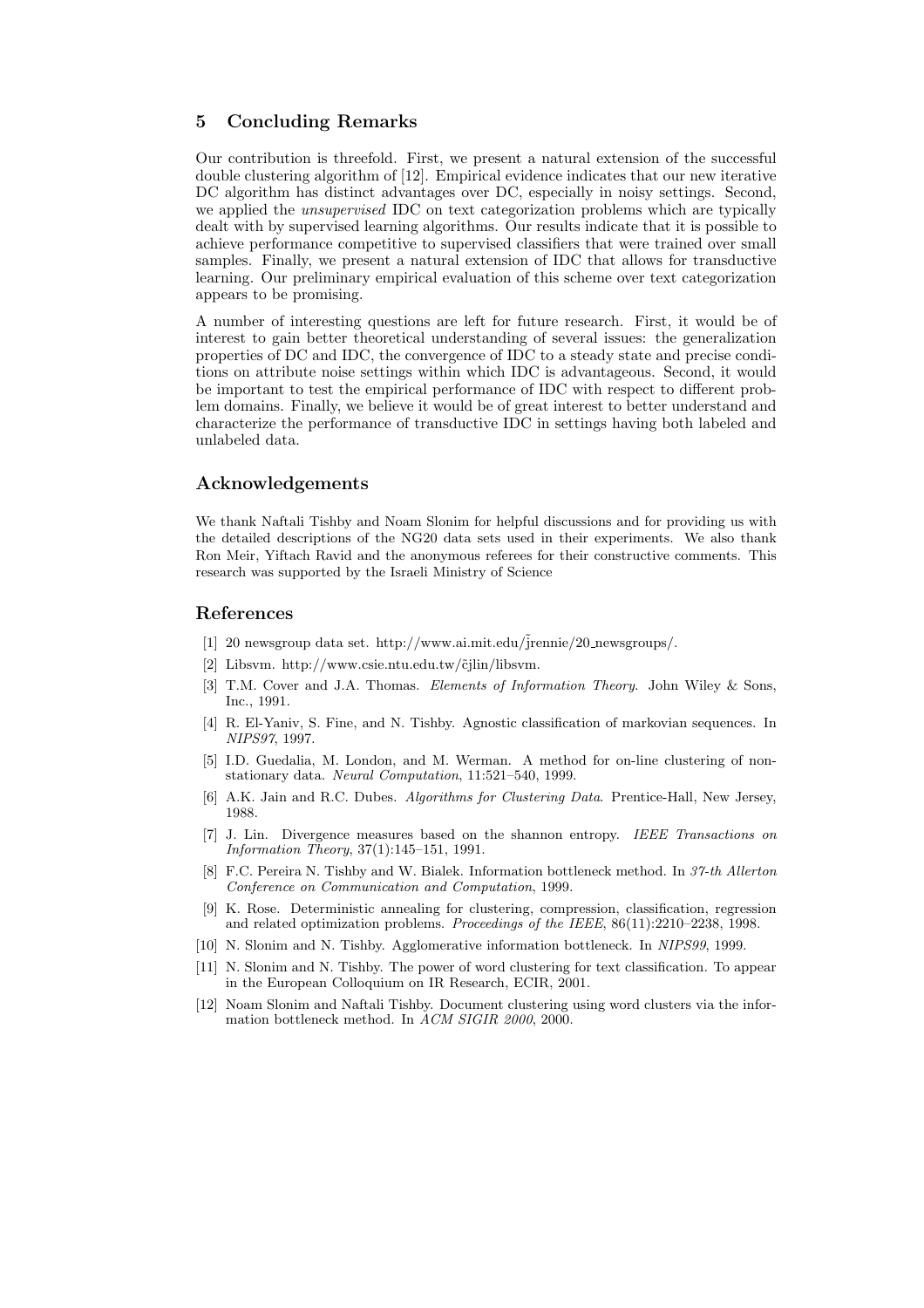## 5 Concluding Remarks

Our contribution is threefold. First, we present a natural extension of the successful double clustering algorithm of [12]. Empirical evidence indicates that our new iterative DC algorithm has distinct advantages over DC, especially in noisy settings. Second, we applied the *unsupervised* IDC on text categorization problems which are typically dealt with by supervised learning algorithms. Our results indicate that it is possible to achieve performance competitive to supervised classifiers that were trained over small samples. Finally, we present a natural extension of IDC that allows for transductive learning. Our preliminary empirical evaluation of this scheme over text categorization appears to be promising.

A number of interesting questions are left for future research. First, it would be of interest to gain better theoretical understanding of several issues: the generalization properties of DC and IDC, the convergence of IDC to a steady state and precise conditions on attribute noise settings within which IDC is advantageous. Second, it would be important to test the empirical performance of IDC with respect to different problem domains. Finally, we believe it would be of great interest to better understand and characterize the performance of transductive IDC in settings having both labeled and unlabeled data.

## Acknowledgements

We thank Naftali Tishby and Noam Slonim for helpful discussions and for providing us with the detailed descriptions of the NG20 data sets used in their experiments. We also thank Ron Meir, Yiftach Ravid and the anonymous referees for their constructive comments. This research was supported by the Israeli Ministry of Science

## References

[1] 20 newsgroup data set. http://www.ai.mit.edu/~jrennie/20_newsgroups/.

[2] Libsvm. http://www.csie.ntu.edu.tw/~cjlin/libsvm.

[3] T.M. Cover and J.A. Thomas. *Elements of Information Theory*. John Wiley & Sons, Inc., 1991.

[4] R. El-Yaniv, S. Fine, and N. Tishby. Agnostic classification of markovian sequences. In *NIPS97*, 1997.

[5] I.D. Guedalia, M. London, and M. Werman. A method for on-line clustering of non-stationary data. *Neural Computation*, 11:521–540, 1999.

[6] A.K. Jain and R.C. Dubes. *Algorithms for Clustering Data*. Prentice-Hall, New Jersey, 1988.

[7] J. Lin. Divergence measures based on the shannon entropy. *IEEE Transactions on Information Theory*, 37(1):145–151, 1991.

[8] F.C. Pereira N. Tishby and W. Bialek. Information bottleneck method. In *37-th Allerton Conference on Communication and Computation*, 1999.

[9] K. Rose. Deterministic annealing for clustering, compression, classification, regression and related optimization problems. *Proceedings of the IEEE*, 86(11):2210–2238, 1998.

[10] N. Slonim and N. Tishby. Agglomerative information bottleneck. In *NIPS99*, 1999.

[11] N. Slonim and N. Tishby. The power of word clustering for text classification. To appear in the European Colloquium on IR Research, ECIR, 2001.

[12] Noam Slonim and Naftali Tishby. Document clustering using word clusters via the information bottleneck method. In *ACM SIGIR 2000*, 2000.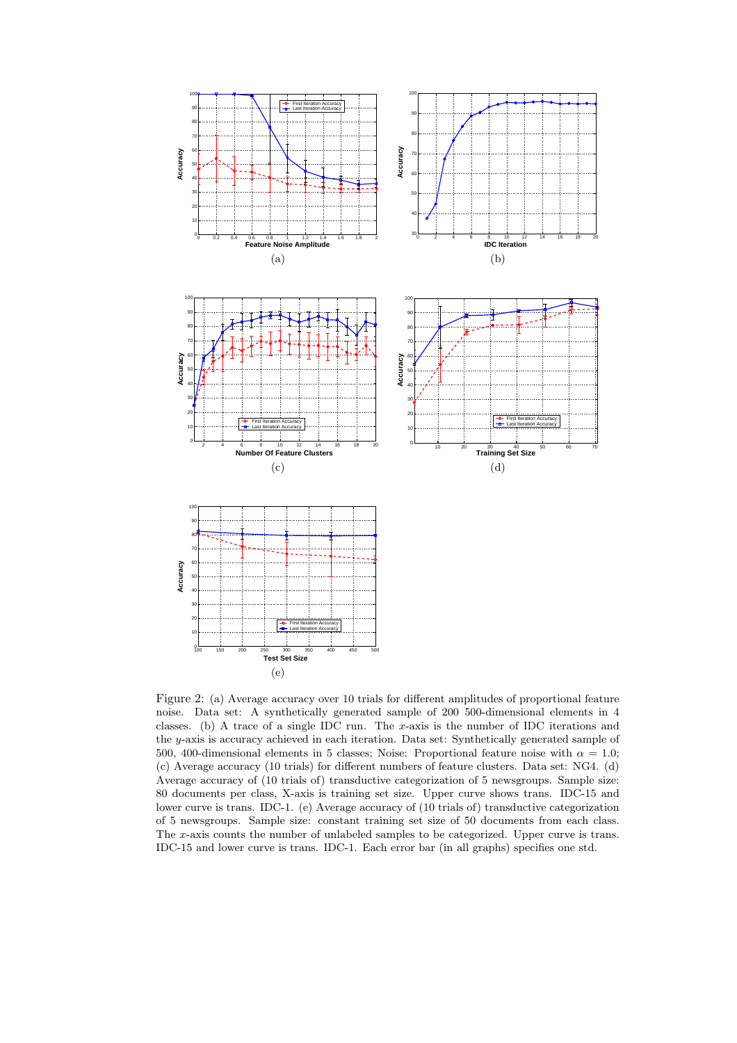Accuracy

Feature Noise Amplitude

First Iteration Accuracy
Last Iteration Accuracy

(a)

Accuracy

IDC Iteration

(b)

Accuracy

Number Of Feature Clusters

First Iteration Accuracy
Last Iteration Accuracy

(c)

Accuracy

Training Set Size

First Iteration Accuracy
Last Iteration Accuracy

(d)

Accuracy

Test Set Size

First Iteration Accuracy
Last Iteration Accuracy

(e)

Figure 2: (a) Average accuracy over 10 trials for different amplitudes of proportional feature noise. Data set: A synthetically generated sample of 200 500-dimensional elements in 4 classes. (b) A trace of a single IDC run. The $x$-axis is the number of IDC iterations and the $y$-axis is accuracy achieved in each iteration. Data set: Synthetically generated sample of 500, 400-dimensional elements in 5 classes; Noise: Proportional feature noise with $\alpha = 1.0$; (c) Average accuracy (10 trials) for different numbers of feature clusters. Data set: NG4. (d) Average accuracy of (10 trials of) transductive categorization of 5 newsgroups. Sample size: 80 documents per class, X-axis is training set size. Upper curve shows trans. IDC-15 and lower curve is trans. IDC-1. (e) Average accuracy of (10 trials of) transductive categorization of 5 newsgroups. Sample size: constant training set size of 50 documents from each class. The $x$-axis counts the number of unlabeled samples to be categorized. Upper curve is trans. IDC-15 and lower curve is trans. IDC-1. Each error bar (in all graphs) specifies one std.